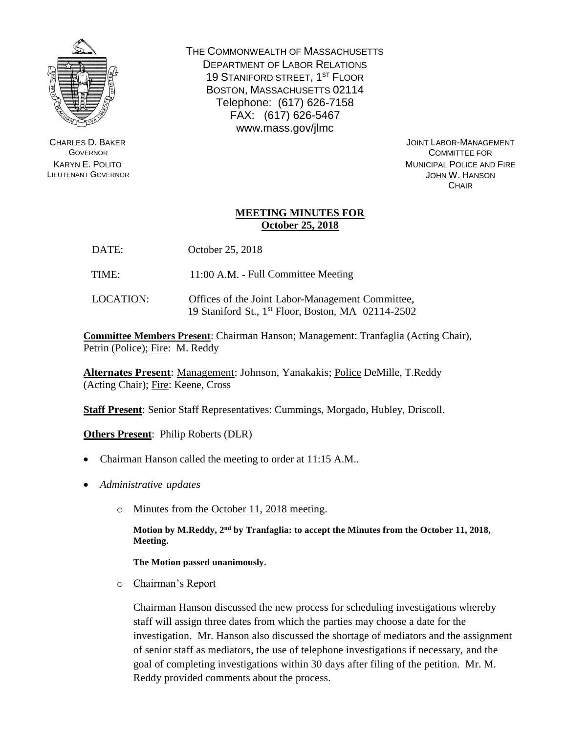THE COMMONWEALTH OF MASSACHUSETTS
DEPARTMENT OF LABOR RELATIONS
19 STANIFORD STREET, 1ST FLOOR
BOSTON, MASSACHUSETTS 02114
Telephone: (617) 626-7158
FAX: (617) 626-5467
www.mass.gov/jlmc

CHARLES D. BAKER
GOVERNOR
KARYN E. POLITO
LIEUTENANT GOVERNOR

JOINT LABOR-MANAGEMENT
COMMITTEE FOR
MUNICIPAL POLICE AND FIRE
JOHN W. HANSON
CHAIR

## MEETING MINUTES FOR October 25, 2018

DATE: October 25, 2018

TIME: 11:00 A.M. - Full Committee Meeting

LOCATION: Offices of the Joint Labor-Management Committee, 19 Staniford St., 1st Floor, Boston, MA 02114-2502

**Committee Members Present**: Chairman Hanson; Management: Tranfaglia (Acting Chair), Petrin (Police); Fire: M. Reddy

**Alternates Present**: Management: Johnson, Yanakakis; Police DeMille, T.Reddy (Acting Chair); Fire: Keene, Cross

**Staff Present**: Senior Staff Representatives: Cummings, Morgado, Hubley, Driscoll.

**Others Present**: Philip Roberts (DLR)

- Chairman Hanson called the meeting to order at 11:15 A.M..
- *Administrative updates*
  - Minutes from the October 11, 2018 meeting.

    **Motion by M.Reddy, 2nd by Tranfaglia: to accept the Minutes from the October 11, 2018, Meeting.**

    **The Motion passed unanimously.**

  - Chairman's Report

    Chairman Hanson discussed the new process for scheduling investigations whereby staff will assign three dates from which the parties may choose a date for the investigation. Mr. Hanson also discussed the shortage of mediators and the assignment of senior staff as mediators, the use of telephone investigations if necessary, and the goal of completing investigations within 30 days after filing of the petition. Mr. M. Reddy provided comments about the process.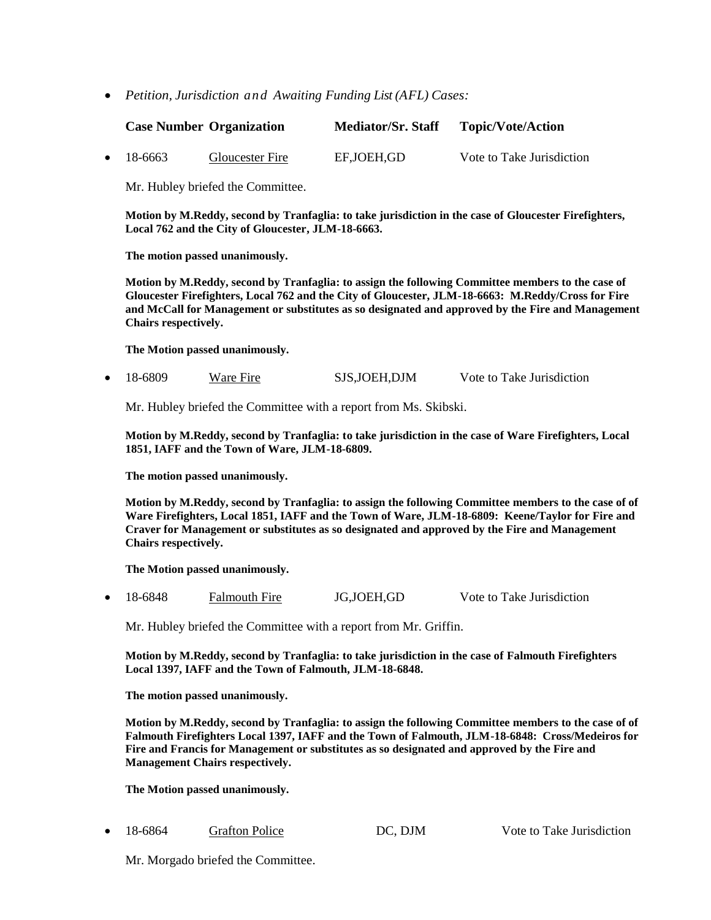- *Petition, Jurisdiction and Awaiting Funding List (AFL) Cases:*

| Case Number | Organization | Mediator/Sr. Staff | Topic/Vote/Action |
|---|---|---|---|
| 18-6663 | Gloucester Fire | EF,JOEH,GD | Vote to Take Jurisdiction |

Mr. Hubley briefed the Committee.

**Motion by M.Reddy, second by Tranfaglia: to take jurisdiction in the case of Gloucester Firefighters, Local 762 and the City of Gloucester, JLM-18-6663.**

**The motion passed unanimously.**

**Motion by M.Reddy, second by Tranfaglia: to assign the following Committee members to the case of Gloucester Firefighters, Local 762 and the City of Gloucester, JLM-18-6663: M.Reddy/Cross for Fire and McCall for Management or substitutes as so designated and approved by the Fire and Management Chairs respectively.**

**The Motion passed unanimously.**

- 18-6809 Ware Fire SJS,JOEH,DJM Vote to Take Jurisdiction

Mr. Hubley briefed the Committee with a report from Ms. Skibski.

**Motion by M.Reddy, second by Tranfaglia: to take jurisdiction in the case of Ware Firefighters, Local 1851, IAFF and the Town of Ware, JLM-18-6809.**

**The motion passed unanimously.**

**Motion by M.Reddy, second by Tranfaglia: to assign the following Committee members to the case of of Ware Firefighters, Local 1851, IAFF and the Town of Ware, JLM-18-6809: Keene/Taylor for Fire and Craver for Management or substitutes as so designated and approved by the Fire and Management Chairs respectively.**

**The Motion passed unanimously.**

- 18-6848 Falmouth Fire JG,JOEH,GD Vote to Take Jurisdiction

Mr. Hubley briefed the Committee with a report from Mr. Griffin.

**Motion by M.Reddy, second by Tranfaglia: to take jurisdiction in the case of Falmouth Firefighters Local 1397, IAFF and the Town of Falmouth, JLM-18-6848.**

**The motion passed unanimously.**

**Motion by M.Reddy, second by Tranfaglia: to assign the following Committee members to the case of of Falmouth Firefighters Local 1397, IAFF and the Town of Falmouth, JLM-18-6848: Cross/Medeiros for Fire and Francis for Management or substitutes as so designated and approved by the Fire and Management Chairs respectively.**

**The Motion passed unanimously.**

- 18-6864 Grafton Police DC, DJM Vote to Take Jurisdiction

Mr. Morgado briefed the Committee.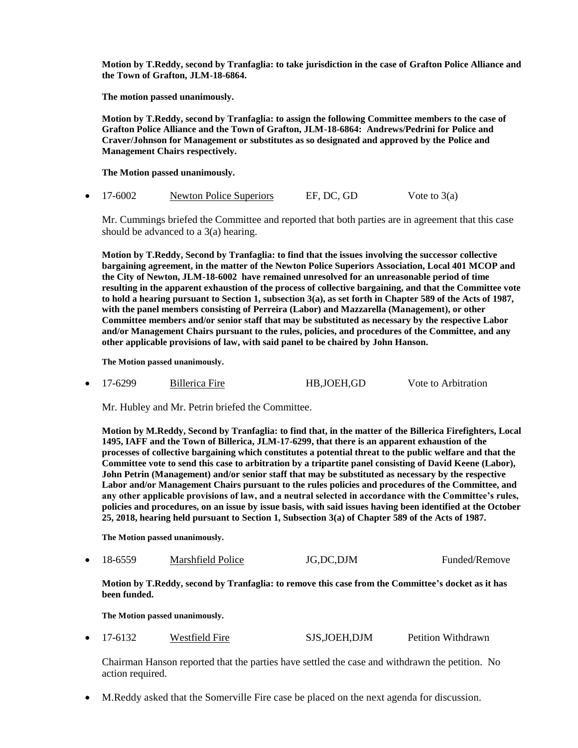**Motion by T.Reddy, second by Tranfaglia: to take jurisdiction in the case of Grafton Police Alliance and the Town of Grafton, JLM-18-6864.**

**The motion passed unanimously.**

**Motion by T.Reddy, second by Tranfaglia: to assign the following Committee members to the case of Grafton Police Alliance and the Town of Grafton, JLM-18-6864: Andrews/Pedrini for Police and Craver/Johnson for Management or substitutes as so designated and approved by the Police and Management Chairs respectively.**

**The Motion passed unanimously.**

- 17-6002 Newton Police Superiors EF, DC, GD Vote to 3(a)

Mr. Cummings briefed the Committee and reported that both parties are in agreement that this case should be advanced to a 3(a) hearing.

**Motion by T.Reddy, Second by Tranfaglia: to find that the issues involving the successor collective bargaining agreement, in the matter of the Newton Police Superiors Association, Local 401 MCOP and the City of Newton, JLM-18-6002 have remained unresolved for an unreasonable period of time resulting in the apparent exhaustion of the process of collective bargaining, and that the Committee vote to hold a hearing pursuant to Section 1, subsection 3(a), as set forth in Chapter 589 of the Acts of 1987, with the panel members consisting of Perreira (Labor) and Mazzarella (Management), or other Committee members and/or senior staff that may be substituted as necessary by the respective Labor and/or Management Chairs pursuant to the rules, policies, and procedures of the Committee, and any other applicable provisions of law, with said panel to be chaired by John Hanson.**

**The Motion passed unanimously.**

- 17-6299 Billerica Fire HB,JOEH,GD Vote to Arbitration

Mr. Hubley and Mr. Petrin briefed the Committee.

**Motion by M.Reddy, Second by Tranfaglia: to find that, in the matter of the Billerica Firefighters, Local 1495, IAFF and the Town of Billerica, JLM-17-6299, that there is an apparent exhaustion of the processes of collective bargaining which constitutes a potential threat to the public welfare and that the Committee vote to send this case to arbitration by a tripartite panel consisting of David Keene (Labor), John Petrin (Management) and/or senior staff that may be substituted as necessary by the respective Labor and/or Management Chairs pursuant to the rules policies and procedures of the Committee, and any other applicable provisions of law, and a neutral selected in accordance with the Committee's rules, policies and procedures, on an issue by issue basis, with said issues having been identified at the October 25, 2018, hearing held pursuant to Section 1, Subsection 3(a) of Chapter 589 of the Acts of 1987.**

**The Motion passed unanimously.**

- 18-6559 Marshfield Police JG,DC,DJM Funded/Remove

**Motion by T.Reddy, second by Tranfaglia: to remove this case from the Committee's docket as it has been funded.**

**The Motion passed unanimously.**

- 17-6132 Westfield Fire SJS,JOEH,DJM Petition Withdrawn

Chairman Hanson reported that the parties have settled the case and withdrawn the petition. No action required.

- M.Reddy asked that the Somerville Fire case be placed on the next agenda for discussion.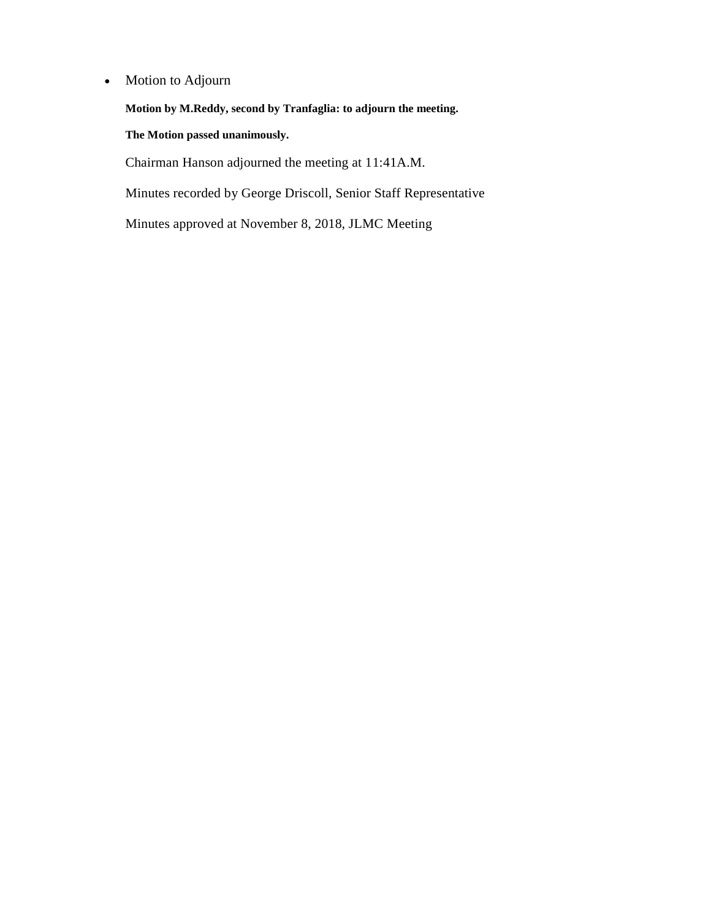- Motion to Adjourn

  **Motion by M.Reddy, second by Tranfaglia: to adjourn the meeting.**

  **The Motion passed unanimously.**

  Chairman Hanson adjourned the meeting at 11:41A.M.

  Minutes recorded by George Driscoll, Senior Staff Representative

  Minutes approved at November 8, 2018, JLMC Meeting